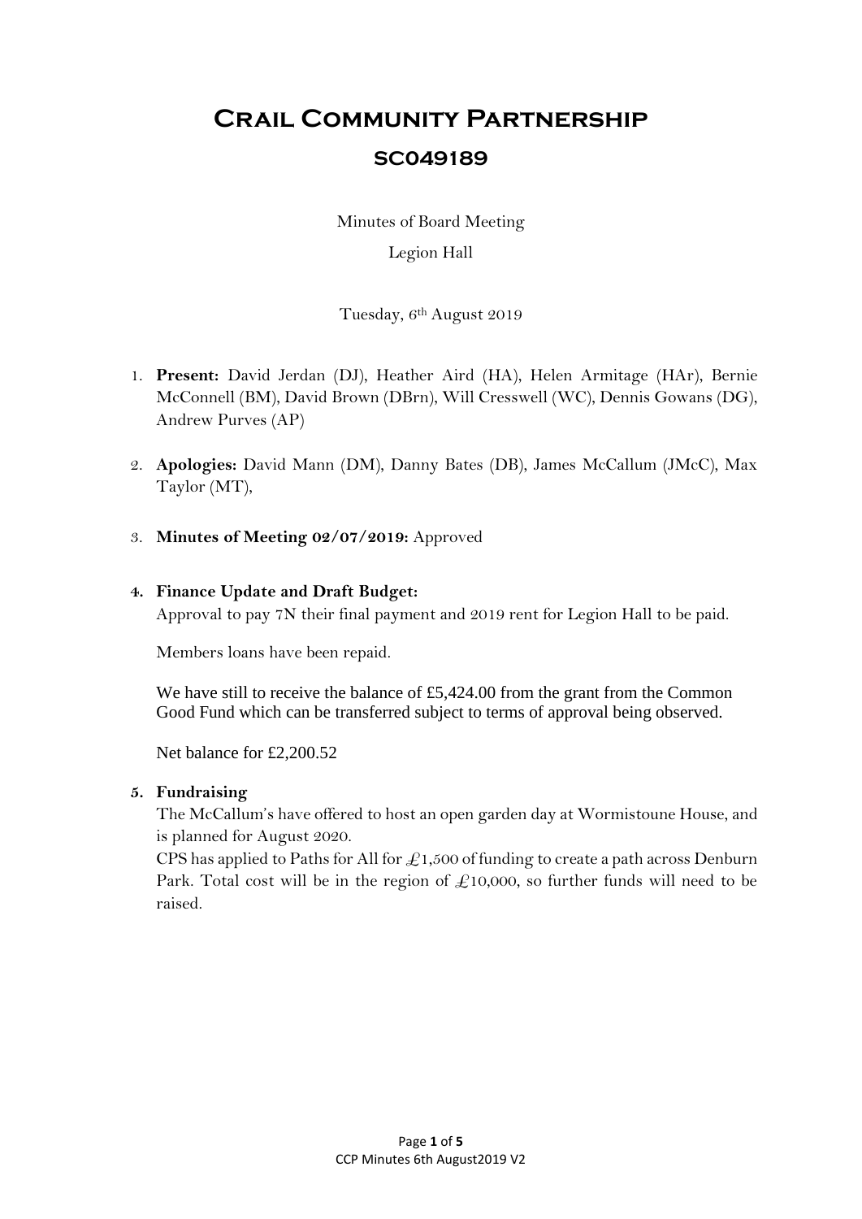# Crail Community Partnership

## SC049189

Minutes of Board Meeting

Legion Hall

Tuesday, 6th August 2019

1. **Present:** David Jerdan (DJ), Heather Aird (HA), Helen Armitage (HAr), Bernie McConnell (BM), David Brown (DBrn), Will Cresswell (WC), Dennis Gowans (DG), Andrew Purves (AP)

2. **Apologies:** David Mann (DM), Danny Bates (DB), James McCallum (JMcC), Max Taylor (MT),

3. **Minutes of Meeting 02/07/2019:** Approved

4. **Finance Update and Draft Budget:**

   Approval to pay 7N their final payment and 2019 rent for Legion Hall to be paid.

   Members loans have been repaid.

   We have still to receive the balance of £5,424.00 from the grant from the Common Good Fund which can be transferred subject to terms of approval being observed.

   Net balance for £2,200.52

5. **Fundraising**

   The McCallum's have offered to host an open garden day at Wormistoune House, and is planned for August 2020.

   CPS has applied to Paths for All for £1,500 of funding to create a path across Denburn Park. Total cost will be in the region of £10,000, so further funds will need to be raised.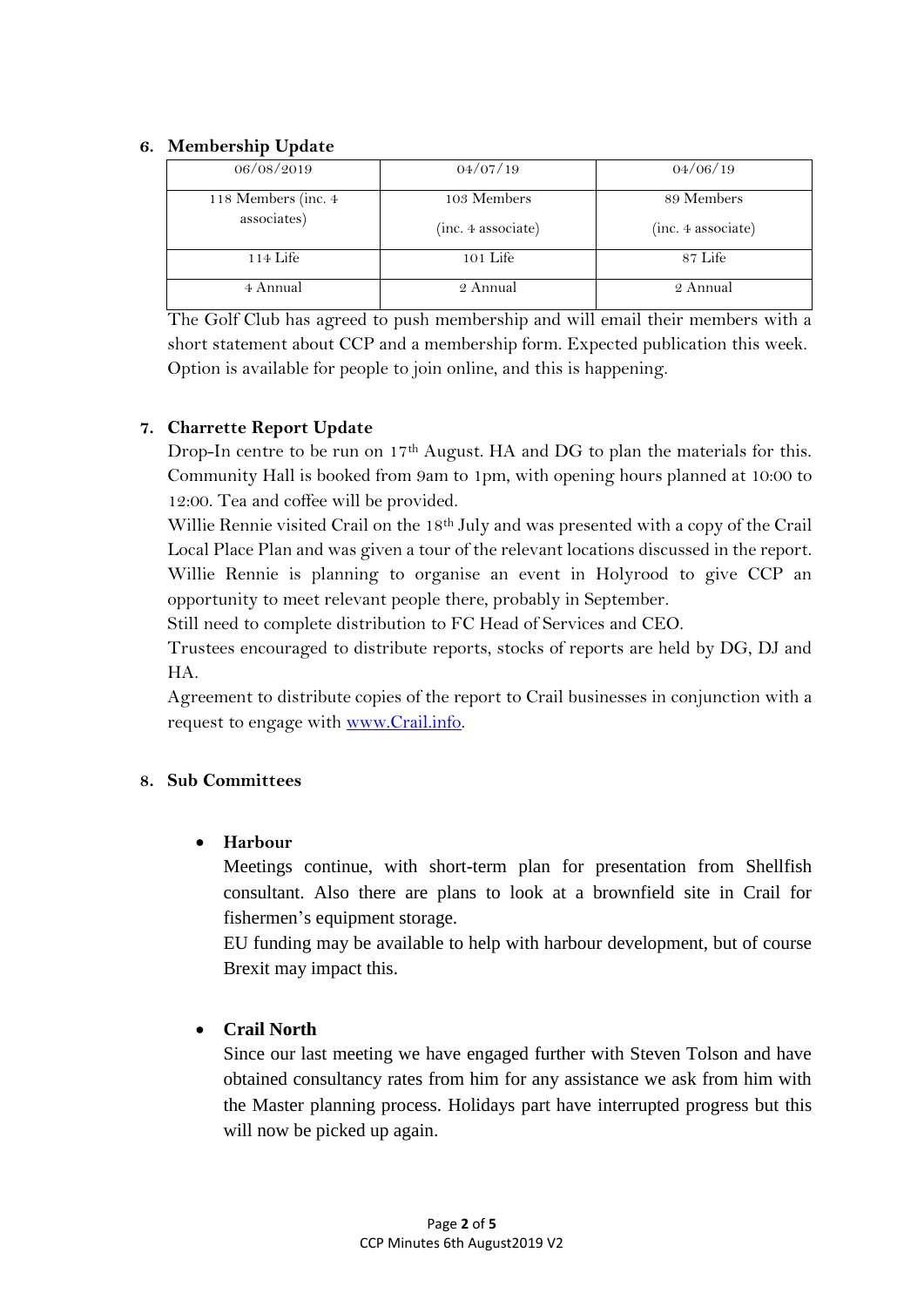6. **Membership Update**

| 06/08/2019 | 04/07/19 | 04/06/19 |
|---|---|---|
| 118 Members (inc. 4 associates) | 103 Members (inc. 4 associate) | 89 Members (inc. 4 associate) |
| 114 Life | 101 Life | 87 Life |
| 4 Annual | 2 Annual | 2 Annual |

The Golf Club has agreed to push membership and will email their members with a short statement about CCP and a membership form. Expected publication this week. Option is available for people to join online, and this is happening.

7. **Charrette Report Update**

Drop-In centre to be run on 17th August. HA and DG to plan the materials for this. Community Hall is booked from 9am to 1pm, with opening hours planned at 10:00 to 12:00. Tea and coffee will be provided.

Willie Rennie visited Crail on the 18th July and was presented with a copy of the Crail Local Place Plan and was given a tour of the relevant locations discussed in the report. Willie Rennie is planning to organise an event in Holyrood to give CCP an opportunity to meet relevant people there, probably in September.

Still need to complete distribution to FC Head of Services and CEO.

Trustees encouraged to distribute reports, stocks of reports are held by DG, DJ and HA.

Agreement to distribute copies of the report to Crail businesses in conjunction with a request to engage with www.Crail.info.

8. **Sub Committees**

- **Harbour**

  Meetings continue, with short-term plan for presentation from Shellfish consultant. Also there are plans to look at a brownfield site in Crail for fishermen's equipment storage.

  EU funding may be available to help with harbour development, but of course Brexit may impact this.

- **Crail North**

  Since our last meeting we have engaged further with Steven Tolson and have obtained consultancy rates from him for any assistance we ask from him with the Master planning process. Holidays part have interrupted progress but this will now be picked up again.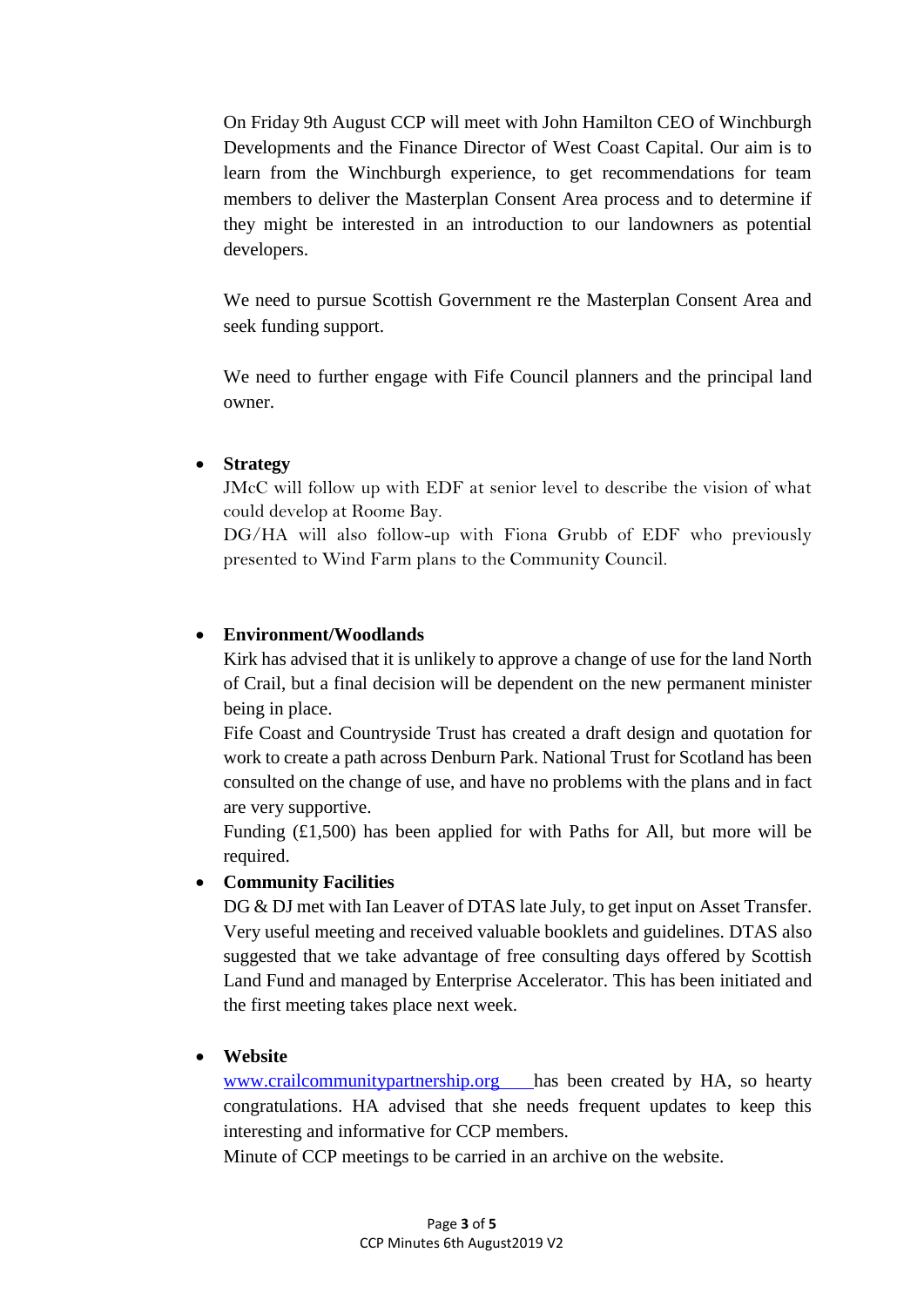On Friday 9th August CCP will meet with John Hamilton CEO of Winchburgh Developments and the Finance Director of West Coast Capital. Our aim is to learn from the Winchburgh experience, to get recommendations for team members to deliver the Masterplan Consent Area process and to determine if they might be interested in an introduction to our landowners as potential developers.

We need to pursue Scottish Government re the Masterplan Consent Area and seek funding support.

We need to further engage with Fife Council planners and the principal land owner.

- **Strategy**
  JMcC will follow up with EDF at senior level to describe the vision of what could develop at Roome Bay.
  DG/HA will also follow-up with Fiona Grubb of EDF who previously presented to Wind Farm plans to the Community Council.

- **Environment/Woodlands**
  Kirk has advised that it is unlikely to approve a change of use for the land North of Crail, but a final decision will be dependent on the new permanent minister being in place.
  Fife Coast and Countryside Trust has created a draft design and quotation for work to create a path across Denburn Park. National Trust for Scotland has been consulted on the change of use, and have no problems with the plans and in fact are very supportive.
  Funding (£1,500) has been applied for with Paths for All, but more will be required.
- **Community Facilities**
  DG & DJ met with Ian Leaver of DTAS late July, to get input on Asset Transfer. Very useful meeting and received valuable booklets and guidelines. DTAS also suggested that we take advantage of free consulting days offered by Scottish Land Fund and managed by Enterprise Accelerator. This has been initiated and the first meeting takes place next week.

- **Website**
  www.crailcommunitypartnership.org has been created by HA, so hearty congratulations. HA advised that she needs frequent updates to keep this interesting and informative for CCP members.
  Minute of CCP meetings to be carried in an archive on the website.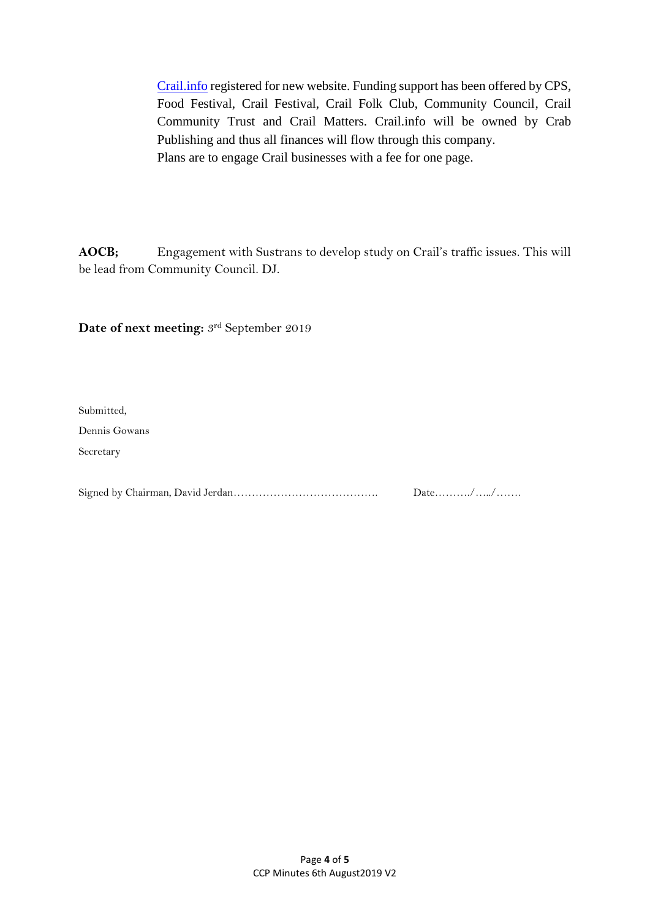Crail.info registered for new website. Funding support has been offered by CPS, Food Festival, Crail Festival, Crail Folk Club, Community Council, Crail Community Trust and Crail Matters. Crail.info will be owned by Crab Publishing and thus all finances will flow through this company.
Plans are to engage Crail businesses with a fee for one page.

**AOCB;** Engagement with Sustrans to develop study on Crail's traffic issues. This will be lead from Community Council. DJ.

**Date of next meeting:** 3rd September 2019

Submitted,

Dennis Gowans

Secretary

Signed by Chairman, David Jerdan…………………………………. Date………./…../…….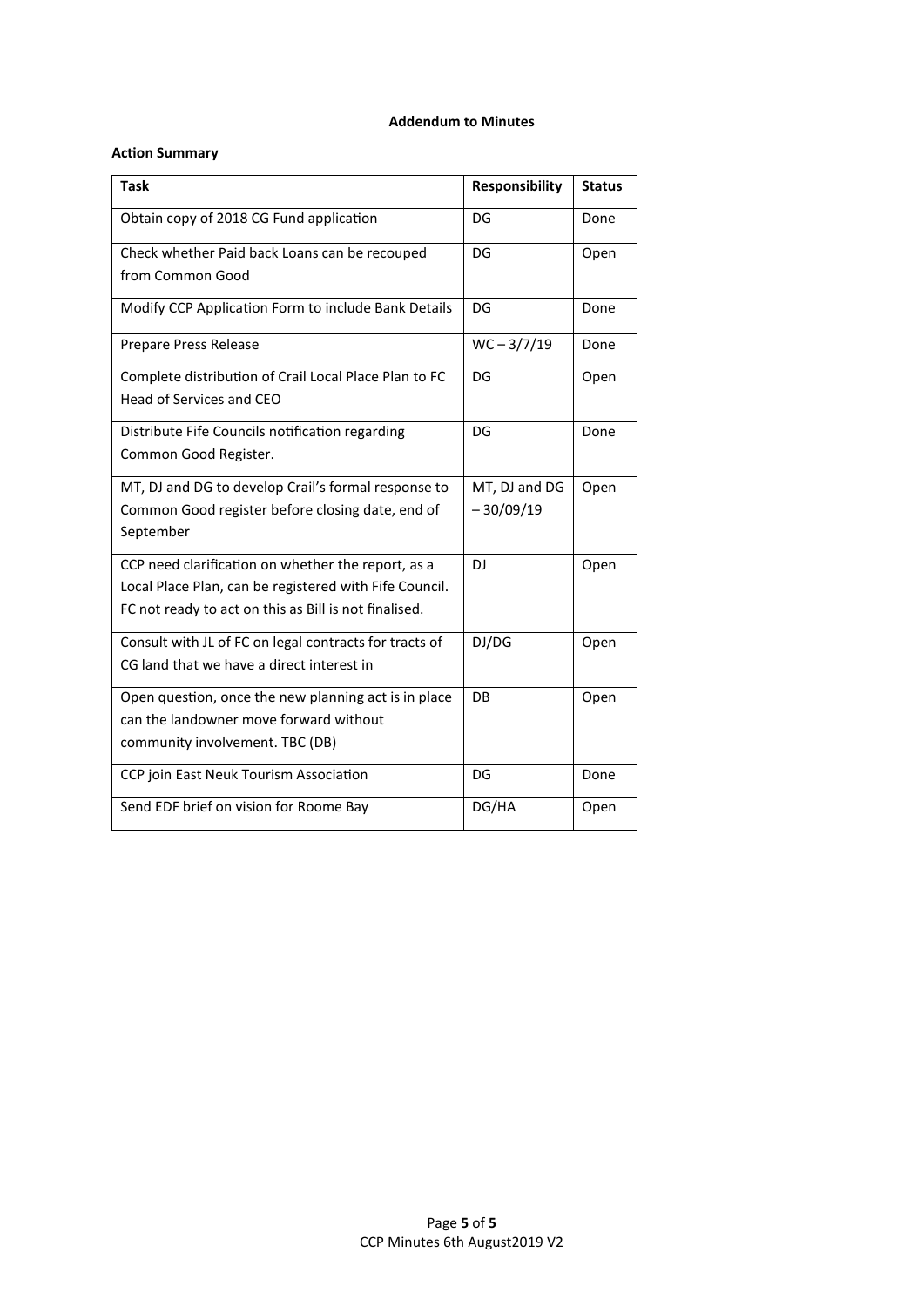**Addendum to Minutes**

**Action Summary**

| Task | Responsibility | Status |
|---|---|---|
| Obtain copy of 2018 CG Fund application | DG | Done |
| Check whether Paid back Loans can be recouped from Common Good | DG | Open |
| Modify CCP Application Form to include Bank Details | DG | Done |
| Prepare Press Release | WC – 3/7/19 | Done |
| Complete distribution of Crail Local Place Plan to FC Head of Services and CEO | DG | Open |
| Distribute Fife Councils notification regarding Common Good Register. | DG | Done |
| MT, DJ and DG to develop Crail's formal response to Common Good register before closing date, end of September | MT, DJ and DG – 30/09/19 | Open |
| CCP need clarification on whether the report, as a Local Place Plan, can be registered with Fife Council. FC not ready to act on this as Bill is not finalised. | DJ | Open |
| Consult with JL of FC on legal contracts for tracts of CG land that we have a direct interest in | DJ/DG | Open |
| Open question, once the new planning act is in place can the landowner move forward without community involvement. TBC (DB) | DB | Open |
| CCP join East Neuk Tourism Association | DG | Done |
| Send EDF brief on vision for Roome Bay | DG/HA | Open |